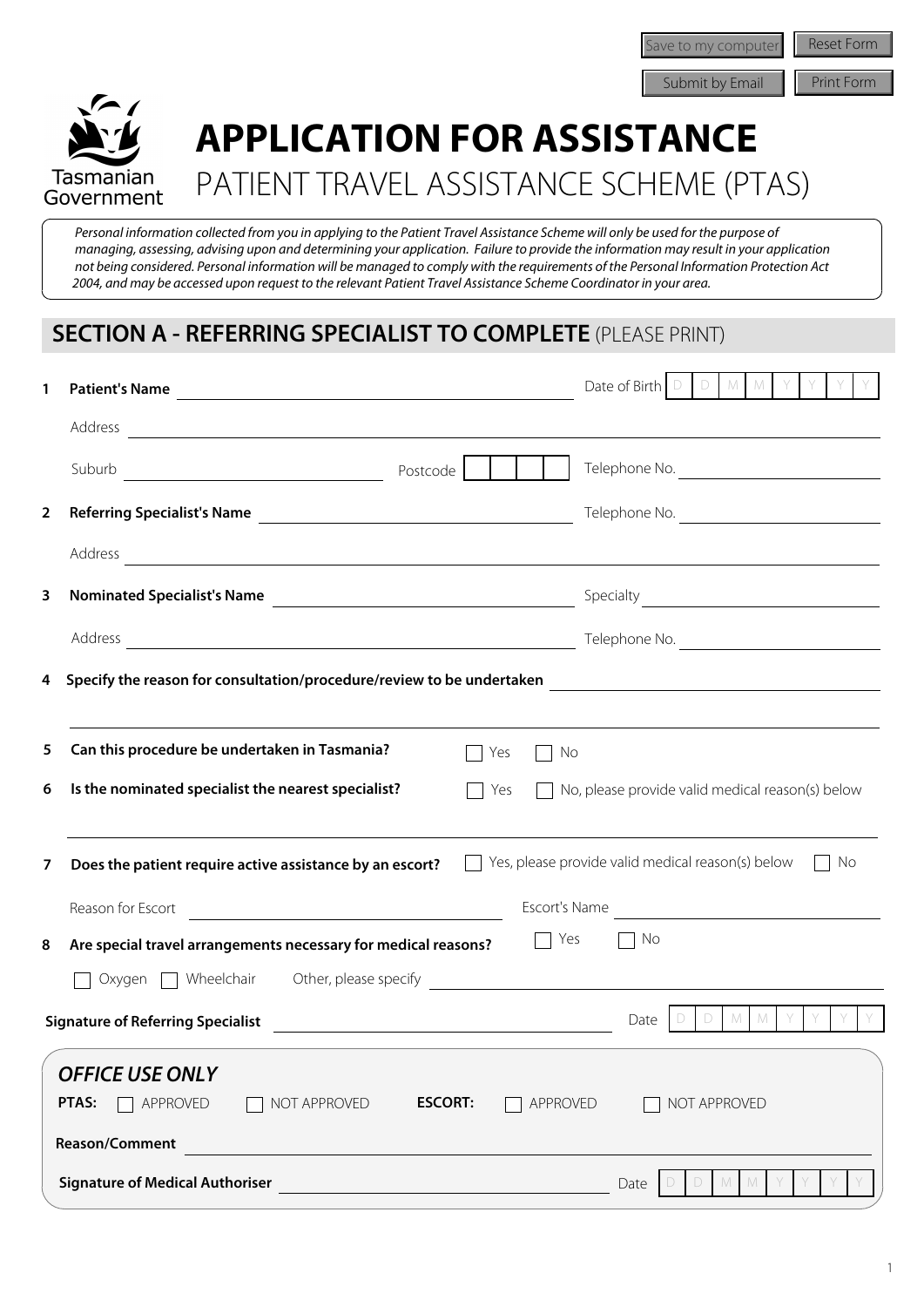Save to my computer | Reset Form | Submit by Email | Print Form

Tasmanian Government

# APPLICATION FOR ASSISTANCE

## PATIENT TRAVEL ASSISTANCE SCHEME (PTAS)

*Personal information collected from you in applying to the Patient Travel Assistance Scheme will only be used for the purpose of managing, assessing, advising upon and determining your application. Failure to provide the information may result in your application not being considered. Personal information will be managed to comply with the requirements of the Personal Information Protection Act 2004, and may be accessed upon request to the relevant Patient Travel Assistance Scheme Coordinator in your area.*

## SECTION A - REFERRING SPECIALIST TO COMPLETE (PLEASE PRINT)

**1 Patient's Name** ______________________ Date of Birth D D M M Y Y Y Y

Address ______________________

Suburb ______________________ Postcode ☐☐☐☐ Telephone No. ______________________

**2 Referring Specialist's Name** ______________________ Telephone No. ______________________

Address ______________________

**3 Nominated Specialist's Name** ______________________ Specialty ______________________

Address ______________________ Telephone No. ______________________

**4 Specify the reason for consultation/procedure/review to be undertaken** ______________________

______________________

**5 Can this procedure be undertaken in Tasmania?** ☐ Yes ☐ No

**6 Is the nominated specialist the nearest specialist?** ☐ Yes ☐ No, please provide valid medical reason(s) below

______________________

**7 Does the patient require active assistance by an escort?** ☐ Yes, please provide valid medical reason(s) below ☐ No

Reason for Escort ______________________ Escort's Name ______________________

**8 Are special travel arrangements necessary for medical reasons?** ☐ Yes ☐ No

☐ Oxygen ☐ Wheelchair Other, please specify ______________________

**Signature of Referring Specialist** ______________________ Date D D M M Y Y Y Y

### *OFFICE USE ONLY*

**PTAS:** ☐ APPROVED ☐ NOT APPROVED **ESCORT:** ☐ APPROVED ☐ NOT APPROVED

**Reason/Comment** ______________________

**Signature of Medical Authoriser** ______________________ Date D D M M Y Y Y Y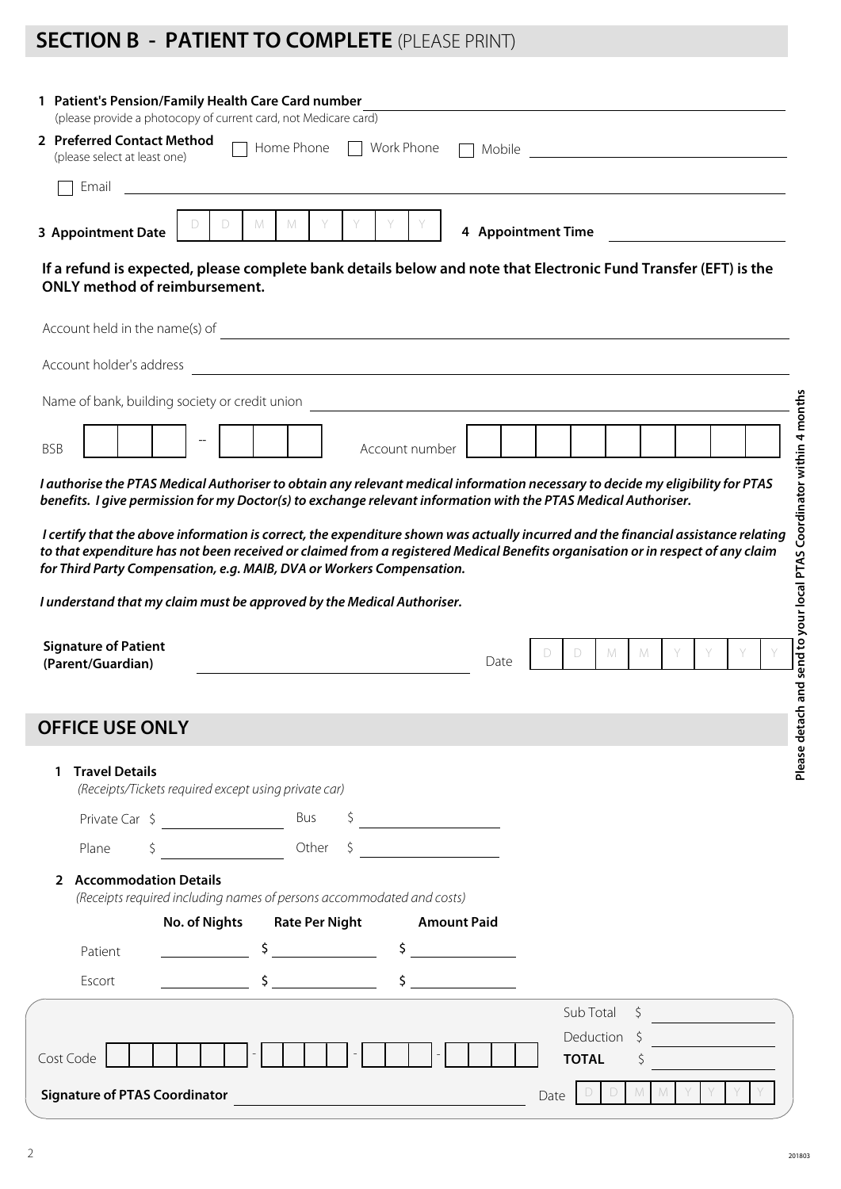## SECTION B - PATIENT TO COMPLETE (PLEASE PRINT)

**1 Patient's Pension/Family Health Care Card number** ______________________________
(please provide a photocopy of current card, not Medicare card)

**2 Preferred Contact Method** (please select at least one)

☐ Home Phone ☐ Work Phone ☐ Mobile ______________________________

☐ Email ______________________________

**3 Appointment Date** D D M M Y Y Y Y **4 Appointment Time** ______________

**If a refund is expected, please complete bank details below and note that Electronic Fund Transfer (EFT) is the ONLY method of reimbursement.**

Account held in the name(s) of ______________________________

Account holder's address ______________________________

Name of bank, building society or credit union ______________________________

BSB ☐☐☐ -- ☐☐☐ Account number ☐☐☐☐☐☐☐☐☐

***I authorise the PTAS Medical Authoriser to obtain any relevant medical information necessary to decide my eligibility for PTAS benefits. I give permission for my Doctor(s) to exchange relevant information with the PTAS Medical Authoriser.***

***I certify that the above information is correct, the expenditure shown was actually incurred and the financial assistance relating to that expenditure has not been received or claimed from a registered Medical Benefits organisation or in respect of any claim for Third Party Compensation, e.g. MAIB, DVA or Workers Compensation.***

***I understand that my claim must be approved by the Medical Authoriser.***

**Signature of Patient (Parent/Guardian)** ______________________________ Date D D M M Y Y Y Y

**Please detach and send to your local PTAS Coordinator within 4 months**

## OFFICE USE ONLY

**1 Travel Details**
*(Receipts/Tickets required except using private car)*

Private Car $ ______________ Bus $ ______________

Plane $ ______________ Other $ ______________

**2 Accommodation Details**
*(Receipts required including names of persons accommodated and costs)*

| | No. of Nights | Rate Per Night | Amount Paid |
|---|---|---|---|
| Patient | | $ | $ |
| Escort | | $ | $ |

Sub Total $ ______________

Deduction $ ______________

**TOTAL** $ ______________

Cost Code ☐☐☐☐☐☐☐☐ - ☐☐☐☐☐ - ☐☐☐☐ - ☐☐☐☐☐

**Signature of PTAS Coordinator** ______________________________ Date D D M M Y Y Y Y

201803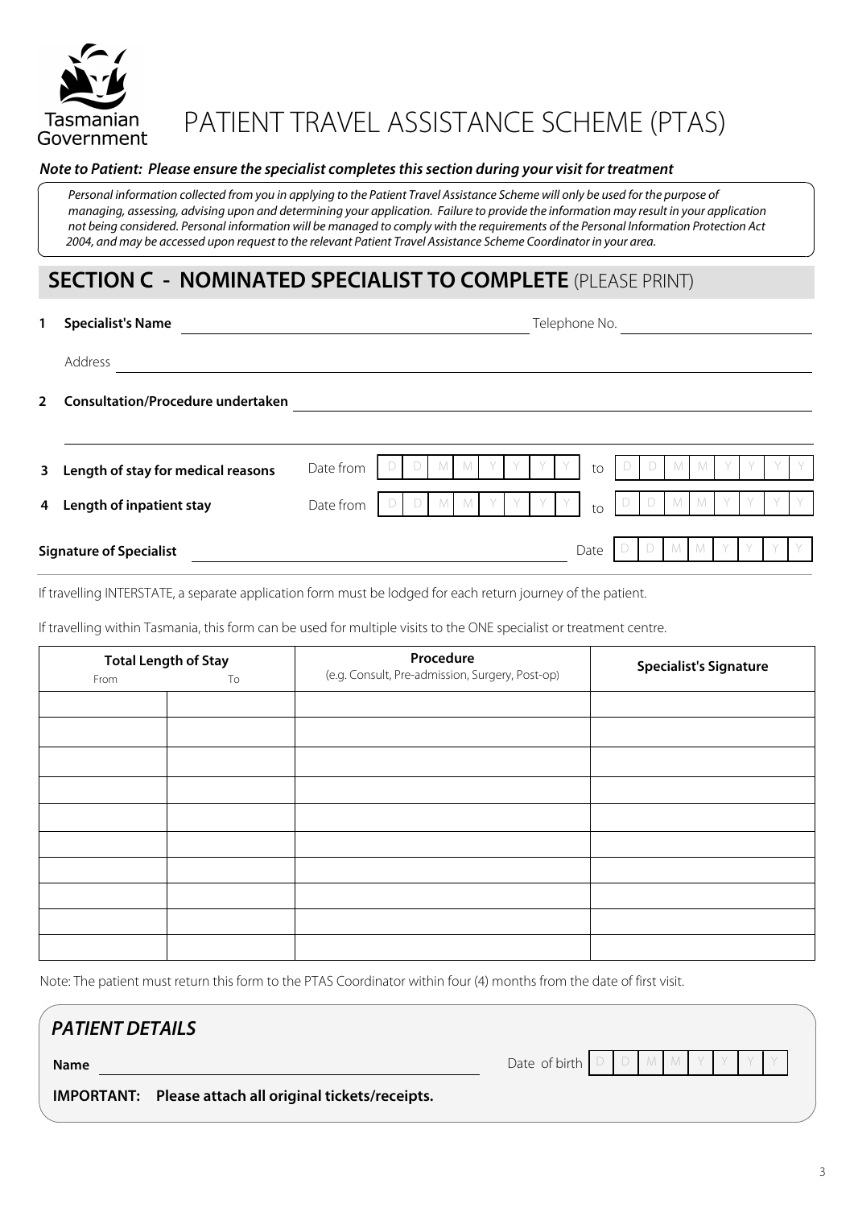Tasmanian Government

# PATIENT TRAVEL ASSISTANCE SCHEME (PTAS)

***Note to Patient: Please ensure the specialist completes this section during your visit for treatment***

*Personal information collected from you in applying to the Patient Travel Assistance Scheme will only be used for the purpose of managing, assessing, advising upon and determining your application. Failure to provide the information may result in your application not being considered. Personal information will be managed to comply with the requirements of the Personal Information Protection Act 2004, and may be accessed upon request to the relevant Patient Travel Assistance Scheme Coordinator in your area.*

## SECTION C - NOMINATED SPECIALIST TO COMPLETE (PLEASE PRINT)

**1 Specialist's Name** \_\_\_\_\_\_\_\_\_\_\_\_\_\_\_\_\_\_\_\_ Telephone No. \_\_\_\_\_\_\_\_\_\_\_\_\_\_\_\_

Address \_\_\_\_\_\_\_\_\_\_\_\_\_\_\_\_\_\_\_\_\_\_\_\_\_\_\_\_\_\_\_\_\_\_\_\_\_\_\_\_

**2 Consultation/Procedure undertaken** \_\_\_\_\_\_\_\_\_\_\_\_\_\_\_\_\_\_\_\_\_\_\_\_\_\_\_\_\_\_\_\_

**3 Length of stay for medical reasons** Date from D D M M Y Y Y Y to D D M M Y Y Y Y

**4 Length of inpatient stay** Date from D D M M Y Y Y Y to D D M M Y Y Y Y

**Signature of Specialist** \_\_\_\_\_\_\_\_\_\_\_\_\_\_\_\_\_\_\_\_ Date D D M M Y Y Y Y

If travelling INTERSTATE, a separate application form must be lodged for each return journey of the patient.

If travelling within Tasmania, this form can be used for multiple visits to the ONE specialist or treatment centre.

| **Total Length of Stay** From | To | **Procedure** (e.g. Consult, Pre-admission, Surgery, Post-op) | **Specialist's Signature** |
|---|---|---|---|
| | | | |
| | | | |
| | | | |
| | | | |
| | | | |
| | | | |
| | | | |
| | | | |
| | | | |
| | | | |

Note: The patient must return this form to the PTAS Coordinator within four (4) months from the date of first visit.

### *PATIENT DETAILS*

**Name** \_\_\_\_\_\_\_\_\_\_\_\_\_\_\_\_\_\_\_\_ Date of birth D D M M Y Y Y Y

**IMPORTANT: Please attach all original tickets/receipts.**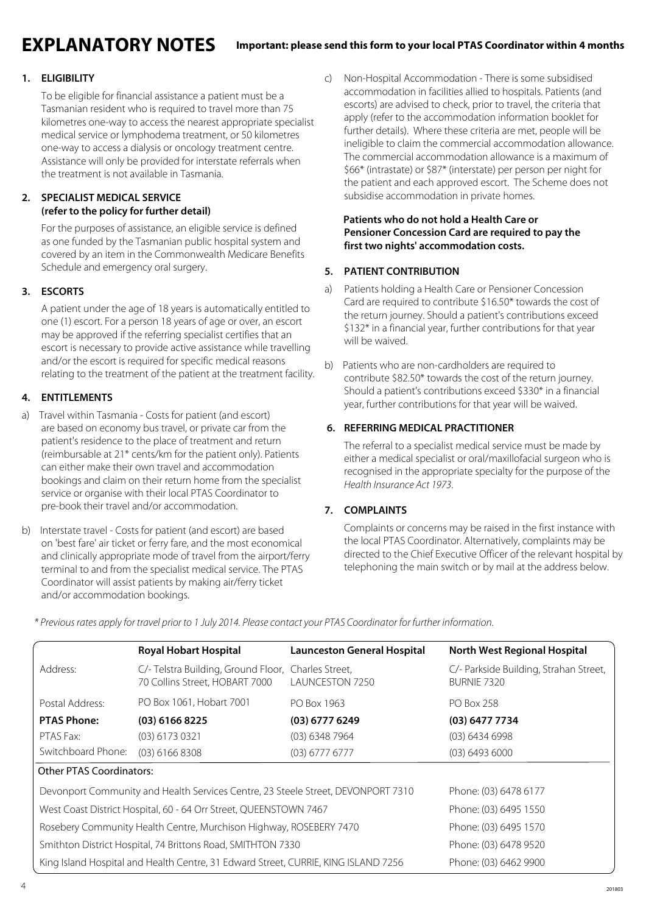# EXPLANATORY NOTES

**Important: please send this form to your local PTAS Coordinator within 4 months**

## 1. ELIGIBILITY

To be eligible for financial assistance a patient must be a Tasmanian resident who is required to travel more than 75 kilometres one-way to access the nearest appropriate specialist medical service or lymphodema treatment, or 50 kilometres one-way to access a dialysis or oncology treatment centre. Assistance will only be provided for interstate referrals when the treatment is not available in Tasmania.

## 2. SPECIALIST MEDICAL SERVICE (refer to the policy for further detail)

For the purposes of assistance, an eligible service is defined as one funded by the Tasmanian public hospital system and covered by an item in the Commonwealth Medicare Benefits Schedule and emergency oral surgery.

## 3. ESCORTS

A patient under the age of 18 years is automatically entitled to one (1) escort. For a person 18 years of age or over, an escort may be approved if the referring specialist certifies that an escort is necessary to provide active assistance while travelling and/or the escort is required for specific medical reasons relating to the treatment of the patient at the treatment facility.

## 4. ENTITLEMENTS

a) Travel within Tasmania - Costs for patient (and escort) are based on economy bus travel, or private car from the patient's residence to the place of treatment and return (reimbursable at 21* cents/km for the patient only). Patients can either make their own travel and accommodation bookings and claim on their return home from the specialist service or organise with their local PTAS Coordinator to pre-book their travel and/or accommodation.

b) Interstate travel - Costs for patient (and escort) are based on 'best fare' air ticket or ferry fare, and the most economical and clinically appropriate mode of travel from the airport/ferry terminal to and from the specialist medical service. The PTAS Coordinator will assist patients by making air/ferry ticket and/or accommodation bookings.

c) Non-Hospital Accommodation - There is some subsidised accommodation in facilities allied to hospitals. Patients (and escorts) are advised to check, prior to travel, the criteria that apply (refer to the accommodation information booklet for further details). Where these criteria are met, people will be ineligible to claim the commercial accommodation allowance. The commercial accommodation allowance is a maximum of $66* (intrastate) or $87* (interstate) per person per night for the patient and each approved escort. The Scheme does not subsidise accommodation in private homes.

**Patients who do not hold a Health Care or Pensioner Concession Card are required to pay the first two nights' accommodation costs.**

## 5. PATIENT CONTRIBUTION

a) Patients holding a Health Care or Pensioner Concession Card are required to contribute $16.50* towards the cost of the return journey. Should a patient's contributions exceed $132* in a financial year, further contributions for that year will be waived.

b) Patients who are non-cardholders are required to contribute $82.50* towards the cost of the return journey. Should a patient's contributions exceed $330* in a financial year, further contributions for that year will be waived.

## 6. REFERRING MEDICAL PRACTITIONER

The referral to a specialist medical service must be made by either a medical specialist or oral/maxillofacial surgeon who is recognised in the appropriate specialty for the purpose of the *Health Insurance Act 1973*.

## 7. COMPLAINTS

Complaints or concerns may be raised in the first instance with the local PTAS Coordinator. Alternatively, complaints may be directed to the Chief Executive Officer of the relevant hospital by telephoning the main switch or by mail at the address below.

*\* Previous rates apply for travel prior to 1 July 2014. Please contact your PTAS Coordinator for further information.*

| | Royal Hobart Hospital | Launceston General Hospital | North West Regional Hospital |
|---|---|---|---|
| Address: | C/- Telstra Building, Ground Floor, 70 Collins Street, HOBART 7000 | Charles Street, LAUNCESTON 7250 | C/- Parkside Building, Strahan Street, BURNIE 7320 |
| Postal Address: | PO Box 1061, Hobart 7001 | PO Box 1963 | PO Box 258 |
| **PTAS Phone:** | **(03) 6166 8225** | **(03) 6777 6249** | **(03) 6477 7734** |
| PTAS Fax: | (03) 6173 0321 | (03) 6348 7964 | (03) 6434 6998 |
| Switchboard Phone: | (03) 6166 8308 | (03) 6777 6777 | (03) 6493 6000 |

Other PTAS Coordinators:

| | |
|---|---|
| Devonport Community and Health Services Centre, 23 Steele Street, DEVONPORT 7310 | Phone: (03) 6478 6177 |
| West Coast District Hospital, 60 - 64 Orr Street, QUEENSTOWN 7467 | Phone: (03) 6495 1550 |
| Rosebery Community Health Centre, Murchison Highway, ROSEBERY 7470 | Phone: (03) 6495 1570 |
| Smithton District Hospital, 74 Brittons Road, SMITHTON 7330 | Phone: (03) 6478 9520 |
| King Island Hospital and Health Centre, 31 Edward Street, CURRIE, KING ISLAND 7256 | Phone: (03) 6462 9900 |

201803